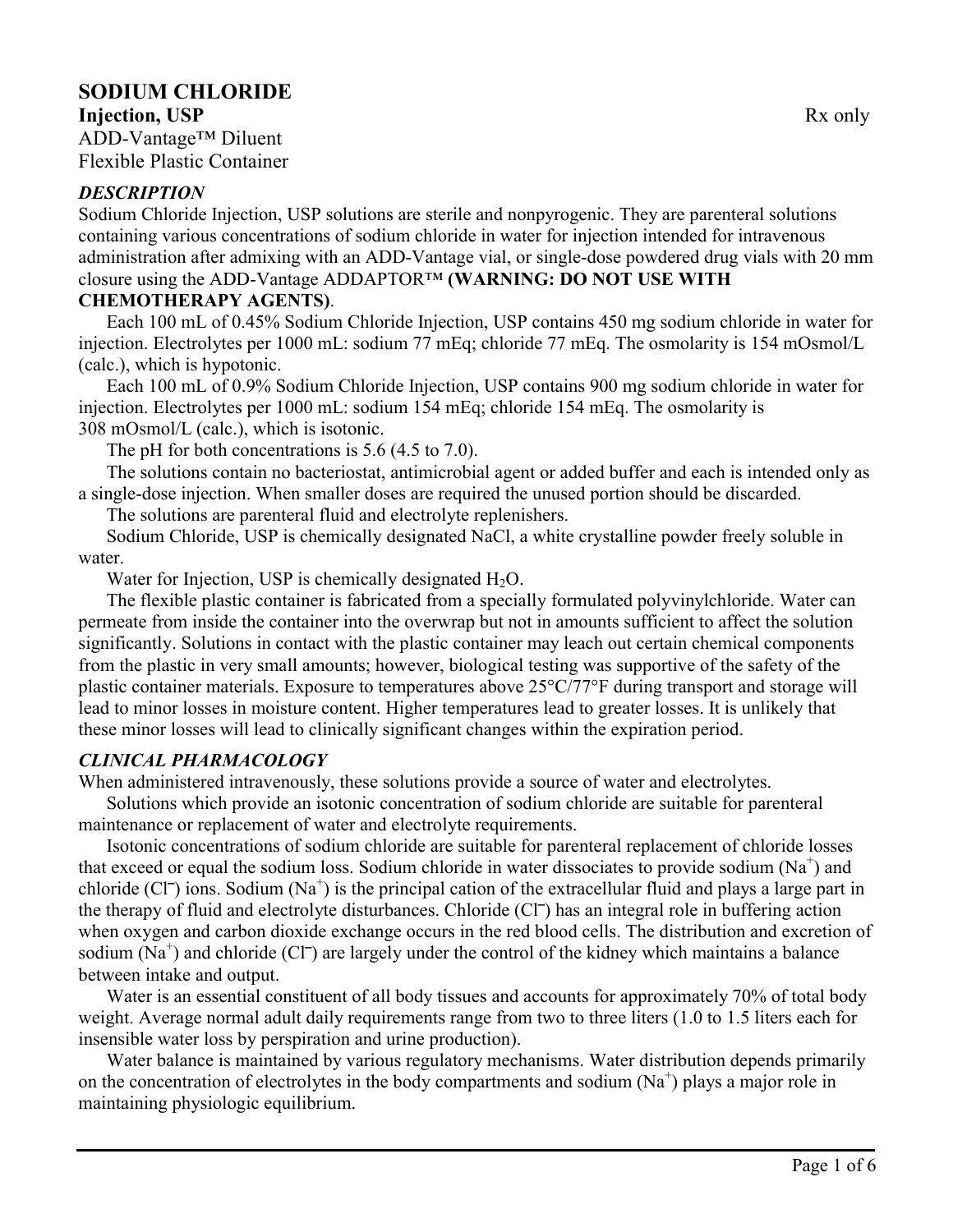# SODIUM CHLORIDE

**Injection, USP** Rx only

ADD-Vantage™ Diluent

Flexible Plastic Container

### *DESCRIPTION*

Sodium Chloride Injection, USP solutions are sterile and nonpyrogenic. They are parenteral solutions containing various concentrations of sodium chloride in water for injection intended for intravenous administration after admixing with an ADD-Vantage vial, or single-dose powdered drug vials with 20 mm closure using the ADD-Vantage ADDAPTOR™ **(WARNING: DO NOT USE WITH CHEMOTHERAPY AGENTS)**.

Each 100 mL of 0.45% Sodium Chloride Injection, USP contains 450 mg sodium chloride in water for injection. Electrolytes per 1000 mL: sodium 77 mEq; chloride 77 mEq. The osmolarity is 154 mOsmol/L (calc.), which is hypotonic.

Each 100 mL of 0.9% Sodium Chloride Injection, USP contains 900 mg sodium chloride in water for injection. Electrolytes per 1000 mL: sodium 154 mEq; chloride 154 mEq. The osmolarity is 308 mOsmol/L (calc.), which is isotonic.

The pH for both concentrations is 5.6 (4.5 to 7.0).

The solutions contain no bacteriostat, antimicrobial agent or added buffer and each is intended only as a single-dose injection. When smaller doses are required the unused portion should be discarded.

The solutions are parenteral fluid and electrolyte replenishers.

Sodium Chloride, USP is chemically designated NaCl, a white crystalline powder freely soluble in water.

Water for Injection, USP is chemically designated $H_2O$.

The flexible plastic container is fabricated from a specially formulated polyvinylchloride. Water can permeate from inside the container into the overwrap but not in amounts sufficient to affect the solution significantly. Solutions in contact with the plastic container may leach out certain chemical components from the plastic in very small amounts; however, biological testing was supportive of the safety of the plastic container materials. Exposure to temperatures above 25°C/77°F during transport and storage will lead to minor losses in moisture content. Higher temperatures lead to greater losses. It is unlikely that these minor losses will lead to clinically significant changes within the expiration period.

### *CLINICAL PHARMACOLOGY*

When administered intravenously, these solutions provide a source of water and electrolytes.

Solutions which provide an isotonic concentration of sodium chloride are suitable for parenteral maintenance or replacement of water and electrolyte requirements.

Isotonic concentrations of sodium chloride are suitable for parenteral replacement of chloride losses that exceed or equal the sodium loss. Sodium chloride in water dissociates to provide sodium ($Na^+$) and chloride ($Cl^-$) ions. Sodium ($Na^+$) is the principal cation of the extracellular fluid and plays a large part in the therapy of fluid and electrolyte disturbances. Chloride ($Cl^-$) has an integral role in buffering action when oxygen and carbon dioxide exchange occurs in the red blood cells. The distribution and excretion of sodium ($Na^+$) and chloride ($Cl^-$) are largely under the control of the kidney which maintains a balance between intake and output.

Water is an essential constituent of all body tissues and accounts for approximately 70% of total body weight. Average normal adult daily requirements range from two to three liters (1.0 to 1.5 liters each for insensible water loss by perspiration and urine production).

Water balance is maintained by various regulatory mechanisms. Water distribution depends primarily on the concentration of electrolytes in the body compartments and sodium ($Na^+$) plays a major role in maintaining physiologic equilibrium.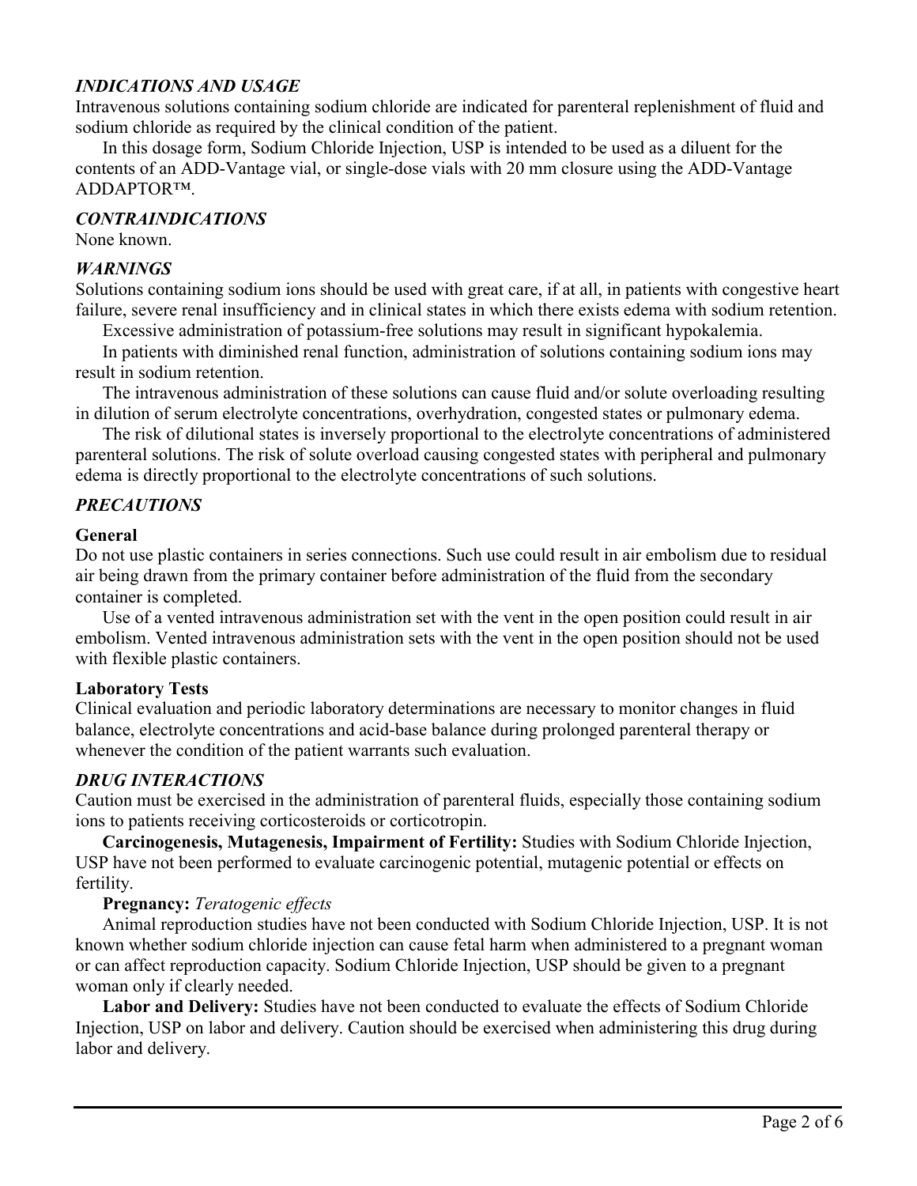## *INDICATIONS AND USAGE*

Intravenous solutions containing sodium chloride are indicated for parenteral replenishment of fluid and sodium chloride as required by the clinical condition of the patient.

In this dosage form, Sodium Chloride Injection, USP is intended to be used as a diluent for the contents of an ADD-Vantage vial, or single-dose vials with 20 mm closure using the ADD-Vantage ADDAPTOR™.

## *CONTRAINDICATIONS*

None known.

## *WARNINGS*

Solutions containing sodium ions should be used with great care, if at all, in patients with congestive heart failure, severe renal insufficiency and in clinical states in which there exists edema with sodium retention.

Excessive administration of potassium-free solutions may result in significant hypokalemia.

In patients with diminished renal function, administration of solutions containing sodium ions may result in sodium retention.

The intravenous administration of these solutions can cause fluid and/or solute overloading resulting in dilution of serum electrolyte concentrations, overhydration, congested states or pulmonary edema.

The risk of dilutional states is inversely proportional to the electrolyte concentrations of administered parenteral solutions. The risk of solute overload causing congested states with peripheral and pulmonary edema is directly proportional to the electrolyte concentrations of such solutions.

## *PRECAUTIONS*

### General

Do not use plastic containers in series connections. Such use could result in air embolism due to residual air being drawn from the primary container before administration of the fluid from the secondary container is completed.

Use of a vented intravenous administration set with the vent in the open position could result in air embolism. Vented intravenous administration sets with the vent in the open position should not be used with flexible plastic containers.

### Laboratory Tests

Clinical evaluation and periodic laboratory determinations are necessary to monitor changes in fluid balance, electrolyte concentrations and acid-base balance during prolonged parenteral therapy or whenever the condition of the patient warrants such evaluation.

## *DRUG INTERACTIONS*

Caution must be exercised in the administration of parenteral fluids, especially those containing sodium ions to patients receiving corticosteroids or corticotropin.

**Carcinogenesis, Mutagenesis, Impairment of Fertility:** Studies with Sodium Chloride Injection, USP have not been performed to evaluate carcinogenic potential, mutagenic potential or effects on fertility.

**Pregnancy:** *Teratogenic effects*

Animal reproduction studies have not been conducted with Sodium Chloride Injection, USP. It is not known whether sodium chloride injection can cause fetal harm when administered to a pregnant woman or can affect reproduction capacity. Sodium Chloride Injection, USP should be given to a pregnant woman only if clearly needed.

**Labor and Delivery:** Studies have not been conducted to evaluate the effects of Sodium Chloride Injection, USP on labor and delivery. Caution should be exercised when administering this drug during labor and delivery.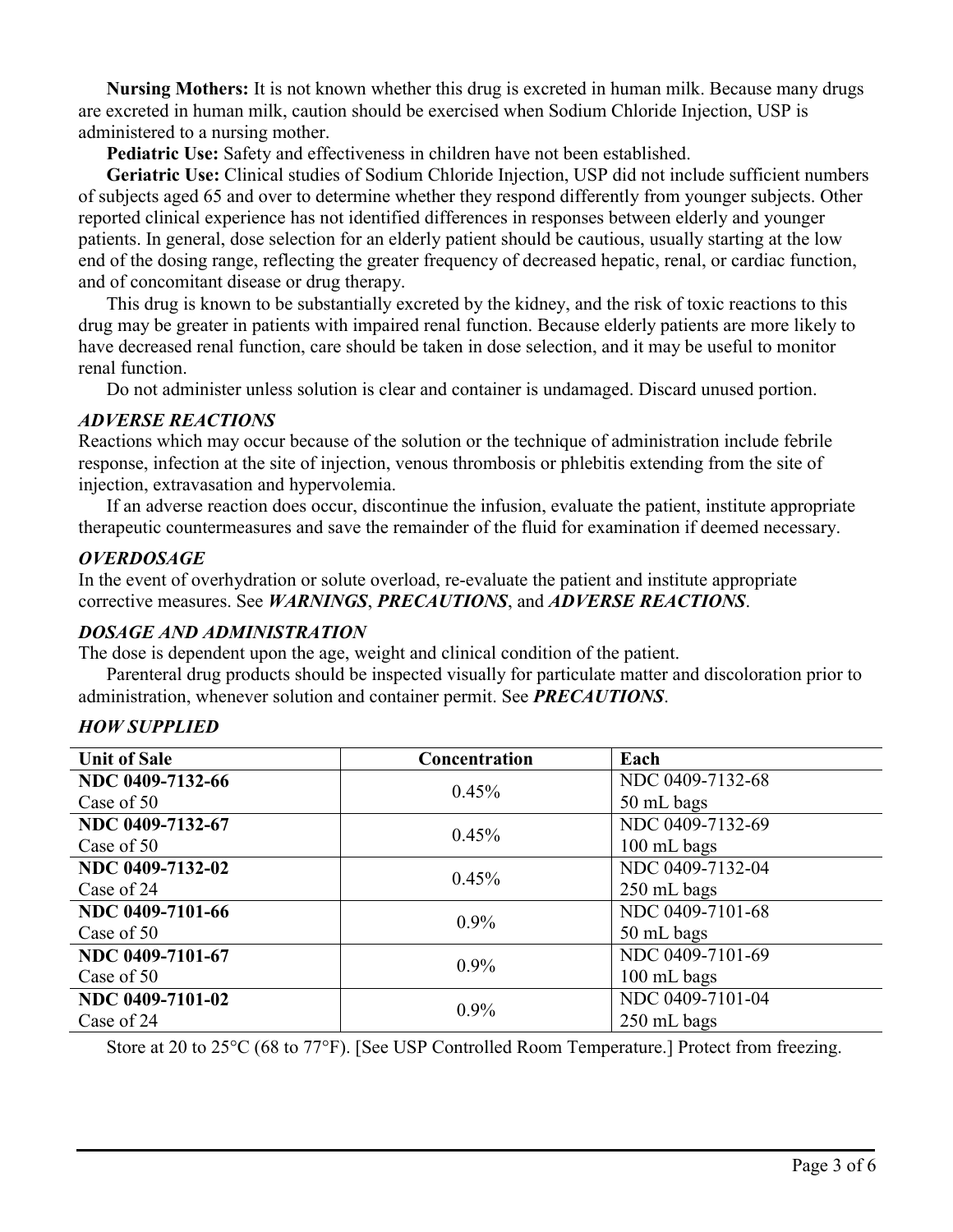**Nursing Mothers:** It is not known whether this drug is excreted in human milk. Because many drugs are excreted in human milk, caution should be exercised when Sodium Chloride Injection, USP is administered to a nursing mother.

**Pediatric Use:** Safety and effectiveness in children have not been established.

**Geriatric Use:** Clinical studies of Sodium Chloride Injection, USP did not include sufficient numbers of subjects aged 65 and over to determine whether they respond differently from younger subjects. Other reported clinical experience has not identified differences in responses between elderly and younger patients. In general, dose selection for an elderly patient should be cautious, usually starting at the low end of the dosing range, reflecting the greater frequency of decreased hepatic, renal, or cardiac function, and of concomitant disease or drug therapy.

This drug is known to be substantially excreted by the kidney, and the risk of toxic reactions to this drug may be greater in patients with impaired renal function. Because elderly patients are more likely to have decreased renal function, care should be taken in dose selection, and it may be useful to monitor renal function.

Do not administer unless solution is clear and container is undamaged. Discard unused portion.

### *ADVERSE REACTIONS*

Reactions which may occur because of the solution or the technique of administration include febrile response, infection at the site of injection, venous thrombosis or phlebitis extending from the site of injection, extravasation and hypervolemia.

If an adverse reaction does occur, discontinue the infusion, evaluate the patient, institute appropriate therapeutic countermeasures and save the remainder of the fluid for examination if deemed necessary.

### *OVERDOSAGE*

In the event of overhydration or solute overload, re-evaluate the patient and institute appropriate corrective measures. See ***WARNINGS***, ***PRECAUTIONS***, and ***ADVERSE REACTIONS***.

### *DOSAGE AND ADMINISTRATION*

The dose is dependent upon the age, weight and clinical condition of the patient.

Parenteral drug products should be inspected visually for particulate matter and discoloration prior to administration, whenever solution and container permit. See ***PRECAUTIONS***.

### *HOW SUPPLIED*

| Unit of Sale | Concentration | Each |
|---|---|---|
| **NDC 0409-7132-66** Case of 50 | 0.45% | NDC 0409-7132-68 50 mL bags |
| **NDC 0409-7132-67** Case of 50 | 0.45% | NDC 0409-7132-69 100 mL bags |
| **NDC 0409-7132-02** Case of 24 | 0.45% | NDC 0409-7132-04 250 mL bags |
| **NDC 0409-7101-66** Case of 50 | 0.9% | NDC 0409-7101-68 50 mL bags |
| **NDC 0409-7101-67** Case of 50 | 0.9% | NDC 0409-7101-69 100 mL bags |
| **NDC 0409-7101-02** Case of 24 | 0.9% | NDC 0409-7101-04 250 mL bags |

Store at 20 to 25°C (68 to 77°F). [See USP Controlled Room Temperature.] Protect from freezing.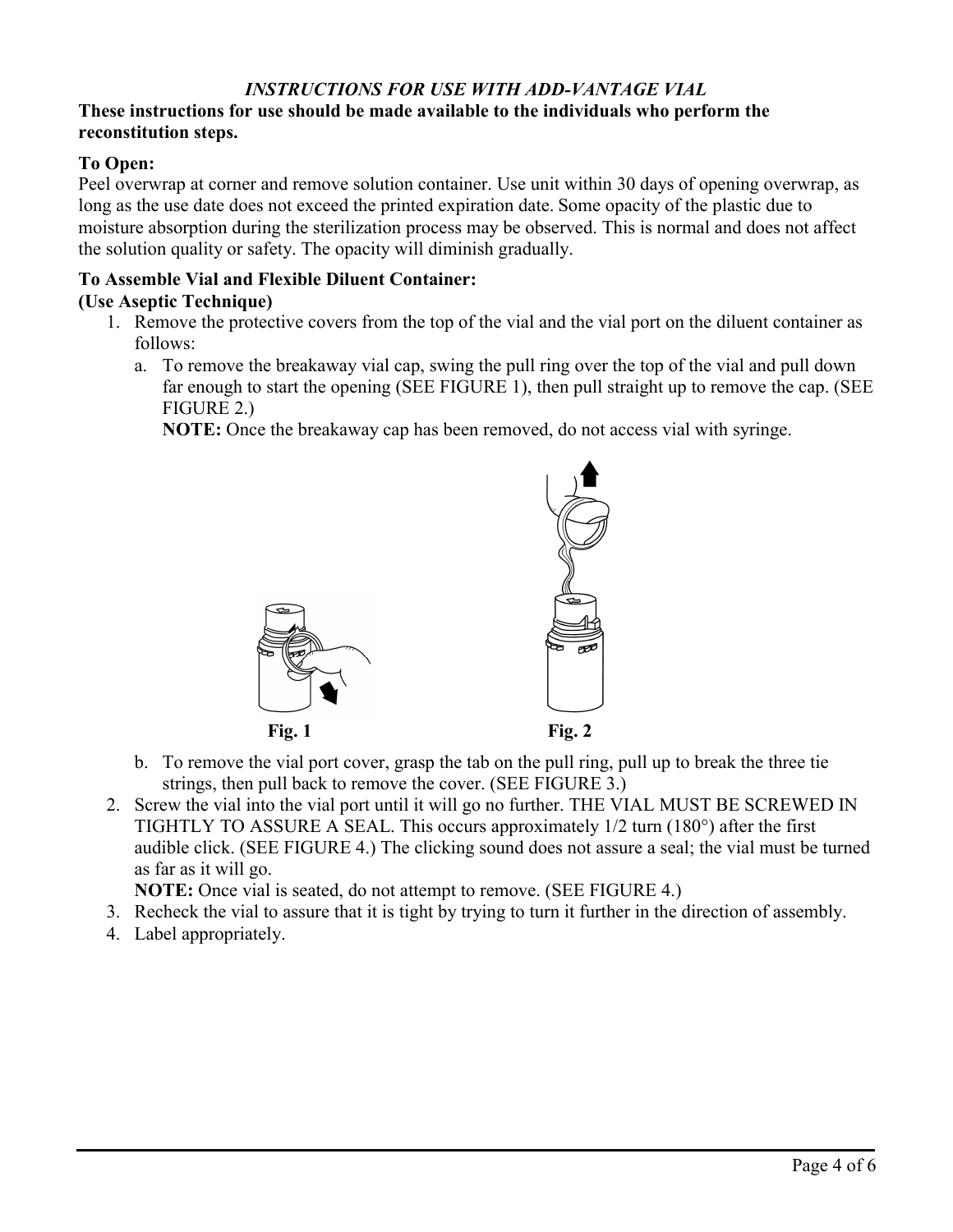*INSTRUCTIONS FOR USE WITH ADD-VANTAGE VIAL*

**These instructions for use should be made available to the individuals who perform the reconstitution steps.**

**To Open:**

Peel overwrap at corner and remove solution container. Use unit within 30 days of opening overwrap, as long as the use date does not exceed the printed expiration date. Some opacity of the plastic due to moisture absorption during the sterilization process may be observed. This is normal and does not affect the solution quality or safety. The opacity will diminish gradually.

**To Assemble Vial and Flexible Diluent Container:**

**(Use Aseptic Technique)**

1. Remove the protective covers from the top of the vial and the vial port on the diluent container as follows:
   a. To remove the breakaway vial cap, swing the pull ring over the top of the vial and pull down far enough to start the opening (SEE FIGURE 1), then pull straight up to remove the cap. (SEE FIGURE 2.)
   **NOTE:** Once the breakaway cap has been removed, do not access vial with syringe.

   **Fig. 1** **Fig. 2**

   b. To remove the vial port cover, grasp the tab on the pull ring, pull up to break the three tie strings, then pull back to remove the cover. (SEE FIGURE 3.)
2. Screw the vial into the vial port until it will go no further. THE VIAL MUST BE SCREWED IN TIGHTLY TO ASSURE A SEAL. This occurs approximately 1/2 turn (180°) after the first audible click. (SEE FIGURE 4.) The clicking sound does not assure a seal; the vial must be turned as far as it will go.
   **NOTE:** Once vial is seated, do not attempt to remove. (SEE FIGURE 4.)
3. Recheck the vial to assure that it is tight by trying to turn it further in the direction of assembly.
4. Label appropriately.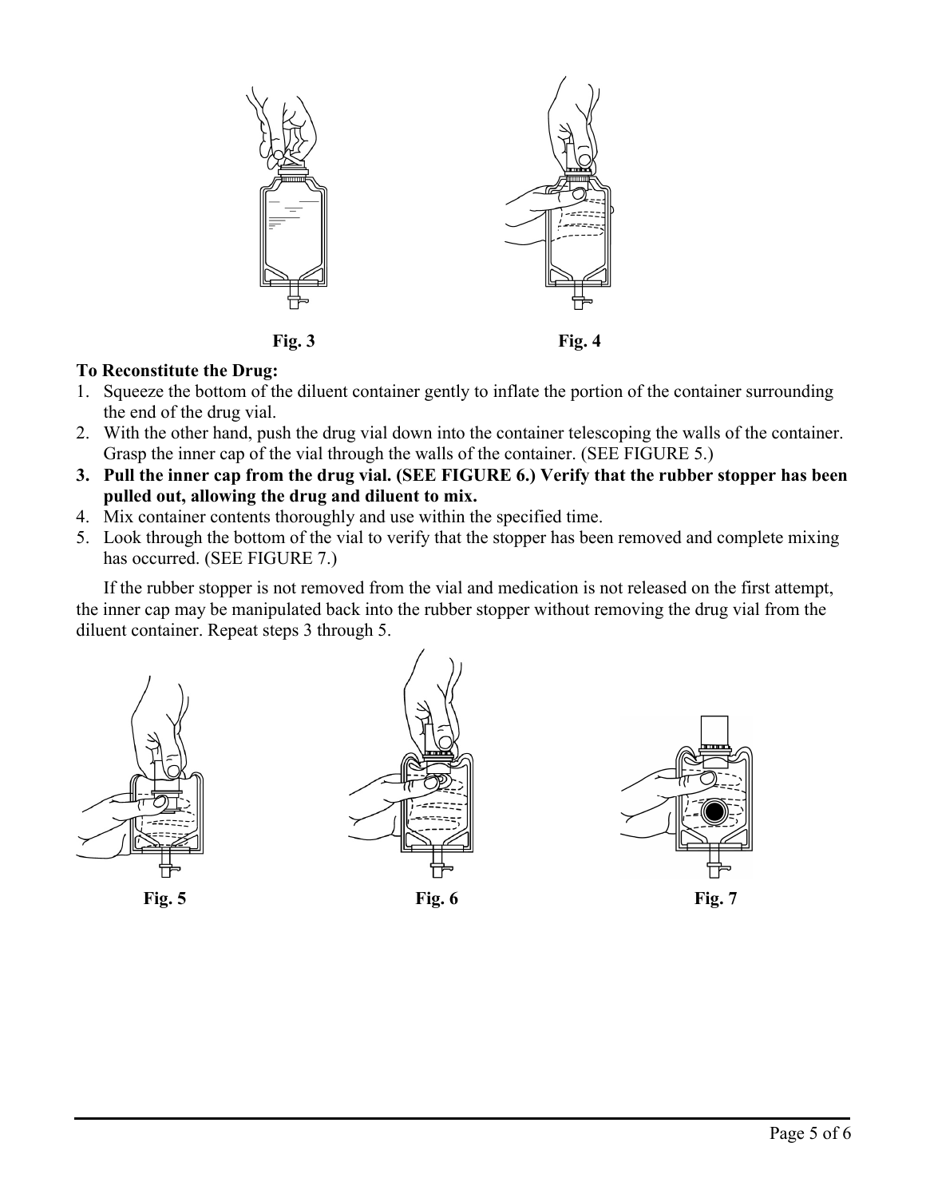Fig. 3

Fig. 4

**To Reconstitute the Drug:**

1. Squeeze the bottom of the diluent container gently to inflate the portion of the container surrounding the end of the drug vial.
2. With the other hand, push the drug vial down into the container telescoping the walls of the container. Grasp the inner cap of the vial through the walls of the container. (SEE FIGURE 5.)
3. **Pull the inner cap from the drug vial. (SEE FIGURE 6.) Verify that the rubber stopper has been pulled out, allowing the drug and diluent to mix.**
4. Mix container contents thoroughly and use within the specified time.
5. Look through the bottom of the vial to verify that the stopper has been removed and complete mixing has occurred. (SEE FIGURE 7.)

If the rubber stopper is not removed from the vial and medication is not released on the first attempt, the inner cap may be manipulated back into the rubber stopper without removing the drug vial from the diluent container. Repeat steps 3 through 5.

Fig. 5

Fig. 6

Fig. 7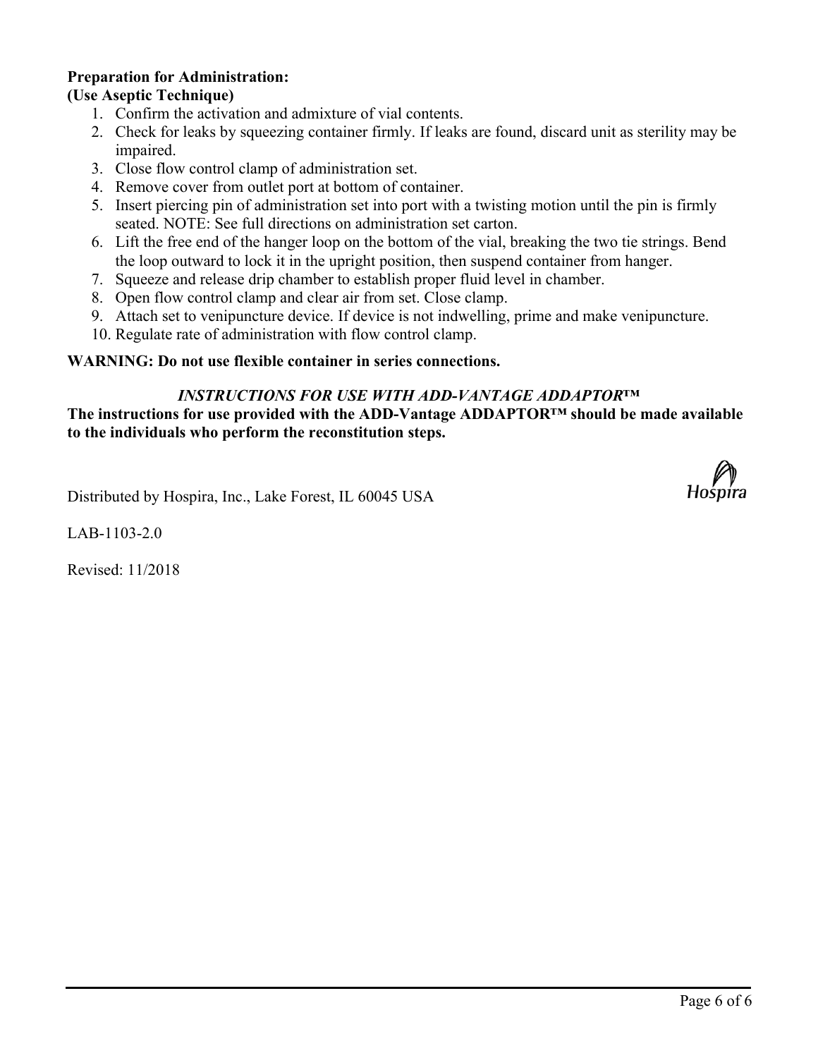**Preparation for Administration:**
**(Use Aseptic Technique)**

1. Confirm the activation and admixture of vial contents.
2. Check for leaks by squeezing container firmly. If leaks are found, discard unit as sterility may be impaired.
3. Close flow control clamp of administration set.
4. Remove cover from outlet port at bottom of container.
5. Insert piercing pin of administration set into port with a twisting motion until the pin is firmly seated. NOTE: See full directions on administration set carton.
6. Lift the free end of the hanger loop on the bottom of the vial, breaking the two tie strings. Bend the loop outward to lock it in the upright position, then suspend container from hanger.
7. Squeeze and release drip chamber to establish proper fluid level in chamber.
8. Open flow control clamp and clear air from set. Close clamp.
9. Attach set to venipuncture device. If device is not indwelling, prime and make venipuncture.
10. Regulate rate of administration with flow control clamp.

**WARNING: Do not use flexible container in series connections.**

***INSTRUCTIONS FOR USE WITH ADD-VANTAGE ADDAPTOR™***

**The instructions for use provided with the ADD-Vantage ADDAPTOR™ should be made available to the individuals who perform the reconstitution steps.**

Distributed by Hospira, Inc., Lake Forest, IL 60045 USA

Hospira

LAB-1103-2.0

Revised: 11/2018